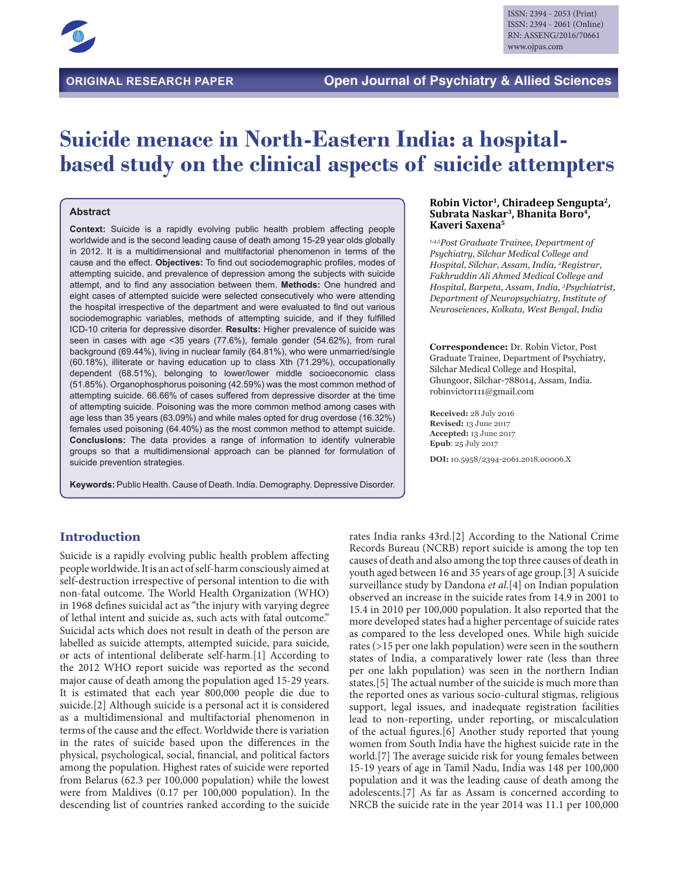ORIGINAL RESEARCH PAPER

Open Journal of Psychiatry & Allied Sciences

ISSN: 2394 - 2053 (Print)
ISSN: 2394 - 2061 (Online)
RN: ASSENG/2016/70661
www.ojpas.com

# Suicide menace in North-Eastern India: a hospital-based study on the clinical aspects of suicide attempters

**Robin Victor[1], Chiradeep Sengupta[2], Subrata Naskar[3], Bhanita Boro[4], Kaveri Saxena[5]**

*[1,4,5]Post Graduate Trainee, Department of Psychiatry, Silchar Medical College and Hospital, Silchar, Assam, India, [2]Registrar, Fakhruddin Ali Ahmed Medical College and Hospital, Barpeta, Assam, India, [3]Psychiatrist, Department of Neuropsychiatry, Institute of Neurosciences, Kolkata, West Bengal, India*

**Correspondence:** Dr. Robin Victor, Post Graduate Trainee, Department of Psychiatry, Silchar Medical College and Hospital, Ghungoor, Silchar-788014, Assam, India. robinvictor111@gmail.com

**Received:** 28 July 2016
**Revised:** 13 June 2017
**Accepted:** 13 June 2017
**Epub**: 25 July 2017

**DOI:** 10.5958/2394-2061.2018.00006.X

## Abstract

**Context:** Suicide is a rapidly evolving public health problem affecting people worldwide and is the second leading cause of death among 15-29 year olds globally in 2012. It is a multidimensional and multifactorial phenomenon in terms of the cause and the effect. **Objectives:** To find out sociodemographic profiles, modes of attempting suicide, and prevalence of depression among the subjects with suicide attempt, and to find any association between them. **Methods:** One hundred and eight cases of attempted suicide were selected consecutively who were attending the hospital irrespective of the department and were evaluated to find out various sociodemographic variables, methods of attempting suicide, and if they fulfilled ICD-10 criteria for depressive disorder. **Results:** Higher prevalence of suicide was seen in cases with age <35 years (77.6%), female gender (54.62%), from rural background (69.44%), living in nuclear family (64.81%), who were unmarried/single (60.18%), illiterate or having education up to class Xth (71.29%), occupationally dependent (68.51%), belonging to lower/lower middle socioeconomic class (51.85%). Organophosphorus poisoning (42.59%) was the most common method of attempting suicide. 66.66% of cases suffered from depressive disorder at the time of attempting suicide. Poisoning was the more common method among cases with age less than 35 years (63.09%) and while males opted for drug overdose (16.32%) females used poisoning (64.40%) as the most common method to attempt suicide. **Conclusions:** The data provides a range of information to identify vulnerable groups so that a multidimensional approach can be planned for formulation of suicide prevention strategies.

**Keywords:** Public Health. Cause of Death. India. Demography. Depressive Disorder.

## Introduction

Suicide is a rapidly evolving public health problem affecting people worldwide. It is an act of self-harm consciously aimed at self-destruction irrespective of personal intention to die with non-fatal outcome. The World Health Organization (WHO) in 1968 defines suicidal act as "the injury with varying degree of lethal intent and suicide as, such acts with fatal outcome." Suicidal acts which does not result in death of the person are labelled as suicide attempts, attempted suicide, para suicide, or acts of intentional deliberate self-harm.[1] According to the 2012 WHO report suicide was reported as the second major cause of death among the population aged 15-29 years. It is estimated that each year 800,000 people die due to suicide.[2] Although suicide is a personal act it is considered as a multidimensional and multifactorial phenomenon in terms of the cause and the effect. Worldwide there is variation in the rates of suicide based upon the differences in the physical, psychological, social, financial, and political factors among the population. Highest rates of suicide were reported from Belarus (62.3 per 100,000 population) while the lowest were from Maldives (0.17 per 100,000 population). In the descending list of countries ranked according to the suicide rates India ranks 43rd.[2] According to the National Crime Records Bureau (NCRB) report suicide is among the top ten causes of death and also among the top three causes of death in youth aged between 16 and 35 years of age group.[3] A suicide surveillance study by Dandona *et al.*[4] on Indian population observed an increase in the suicide rates from 14.9 in 2001 to 15.4 in 2010 per 100,000 population. It also reported that the more developed states had a higher percentage of suicide rates as compared to the less developed ones. While high suicide rates (>15 per one lakh population) were seen in the southern states of India, a comparatively lower rate (less than three per one lakh population) was seen in the northern Indian states.[5] The actual number of the suicide is much more than the reported ones as various socio-cultural stigmas, religious support, legal issues, and inadequate registration facilities lead to non-reporting, under reporting, or miscalculation of the actual figures.[6] Another study reported that young women from South India have the highest suicide rate in the world.[7] The average suicide risk for young females between 15-19 years of age in Tamil Nadu, India was 148 per 100,000 population and it was the leading cause of death among the adolescents.[7] As far as Assam is concerned according to NRCB the suicide rate in the year 2014 was 11.1 per 100,000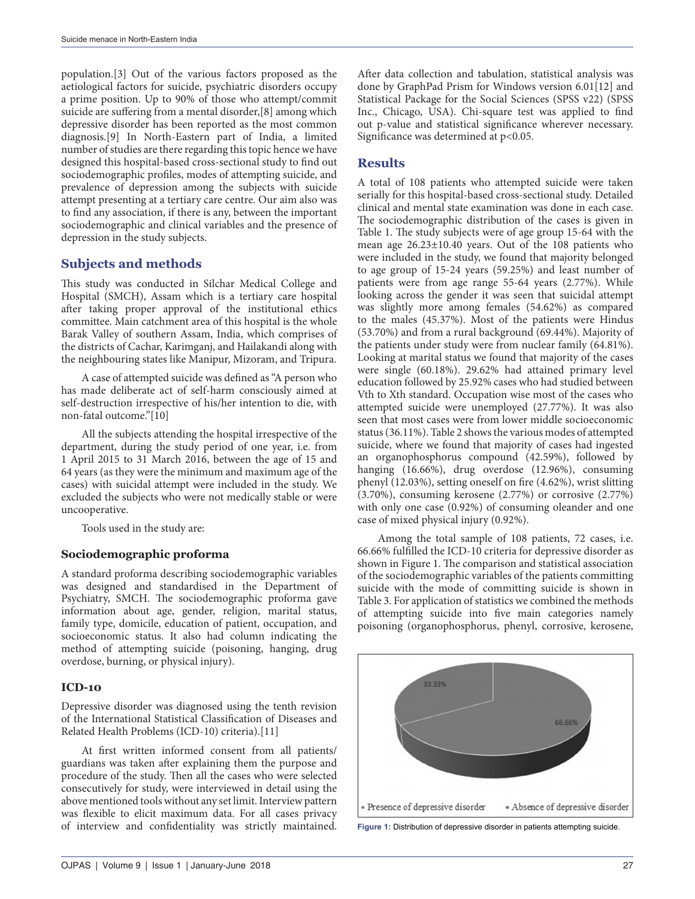population.[3] Out of the various factors proposed as the aetiological factors for suicide, psychiatric disorders occupy a prime position. Up to 90% of those who attempt/commit suicide are suffering from a mental disorder,[8] among which depressive disorder has been reported as the most common diagnosis.[9] In North-Eastern part of India, a limited number of studies are there regarding this topic hence we have designed this hospital-based cross-sectional study to find out sociodemographic profiles, modes of attempting suicide, and prevalence of depression among the subjects with suicide attempt presenting at a tertiary care centre. Our aim also was to find any association, if there is any, between the important sociodemographic and clinical variables and the presence of depression in the study subjects.

## Subjects and methods

This study was conducted in Silchar Medical College and Hospital (SMCH), Assam which is a tertiary care hospital after taking proper approval of the institutional ethics committee. Main catchment area of this hospital is the whole Barak Valley of southern Assam, India, which comprises of the districts of Cachar, Karimganj, and Hailakandi along with the neighbouring states like Manipur, Mizoram, and Tripura.

A case of attempted suicide was defined as "A person who has made deliberate act of self-harm consciously aimed at self-destruction irrespective of his/her intention to die, with non-fatal outcome."[10]

All the subjects attending the hospital irrespective of the department, during the study period of one year, i.e. from 1 April 2015 to 31 March 2016, between the age of 15 and 64 years (as they were the minimum and maximum age of the cases) with suicidal attempt were included in the study. We excluded the subjects who were not medically stable or were uncooperative.

Tools used in the study are:

### Sociodemographic proforma

A standard proforma describing sociodemographic variables was designed and standardised in the Department of Psychiatry, SMCH. The sociodemographic proforma gave information about age, gender, religion, marital status, family type, domicile, education of patient, occupation, and socioeconomic status. It also had column indicating the method of attempting suicide (poisoning, hanging, drug overdose, burning, or physical injury).

### ICD-10

Depressive disorder was diagnosed using the tenth revision of the International Statistical Classification of Diseases and Related Health Problems (ICD-10) criteria).[11]

At first written informed consent from all patients/guardians was taken after explaining them the purpose and procedure of the study. Then all the cases who were selected consecutively for study, were interviewed in detail using the above mentioned tools without any set limit. Interview pattern was flexible to elicit maximum data. For all cases privacy of interview and confidentiality was strictly maintained.

After data collection and tabulation, statistical analysis was done by GraphPad Prism for Windows version 6.01[12] and Statistical Package for the Social Sciences (SPSS v22) (SPSS Inc., Chicago, USA). Chi-square test was applied to find out p-value and statistical significance wherever necessary. Significance was determined at $p<0.05$.

## Results

A total of 108 patients who attempted suicide were taken serially for this hospital-based cross-sectional study. Detailed clinical and mental state examination was done in each case. The sociodemographic distribution of the cases is given in Table 1. The study subjects were of age group 15-64 with the mean age 26.23±10.40 years. Out of the 108 patients who were included in the study, we found that majority belonged to age group of 15-24 years (59.25%) and least number of patients were from age range 55-64 years (2.77%). While looking across the gender it was seen that suicidal attempt was slightly more among females (54.62%) as compared to the males (45.37%). Most of the patients were Hindus (53.70%) and from a rural background (69.44%). Majority of the patients under study were from nuclear family (64.81%). Looking at marital status we found that majority of the cases were single (60.18%). 29.62% had attained primary level education followed by 25.92% cases who had studied between Vth to Xth standard. Occupation wise most of the cases who attempted suicide were unemployed (27.77%). It was also seen that most cases were from lower middle socioeconomic status (36.11%). Table 2 shows the various modes of attempted suicide, where we found that majority of cases had ingested an organophosphorus compound (42.59%), followed by hanging (16.66%), drug overdose (12.96%), consuming phenyl (12.03%), setting oneself on fire (4.62%), wrist slitting (3.70%), consuming kerosene (2.77%) or corrosive (2.77%) with only one case (0.92%) of consuming oleander and one case of mixed physical injury (0.92%).

Among the total sample of 108 patients, 72 cases, i.e. 66.66% fulfilled the ICD-10 criteria for depressive disorder as shown in Figure 1. The comparison and statistical association of the sociodemographic variables of the patients committing suicide with the mode of committing suicide is shown in Table 3. For application of statistics we combined the methods of attempting suicide into five main categories namely poisoning (organophosphorus, phenyl, corrosive, kerosene,

33.33%

66.66%

▪ Presence of depressive disorder ▪ Absence of depressive disorder

**Figure 1:** Distribution of depressive disorder in patients attempting suicide.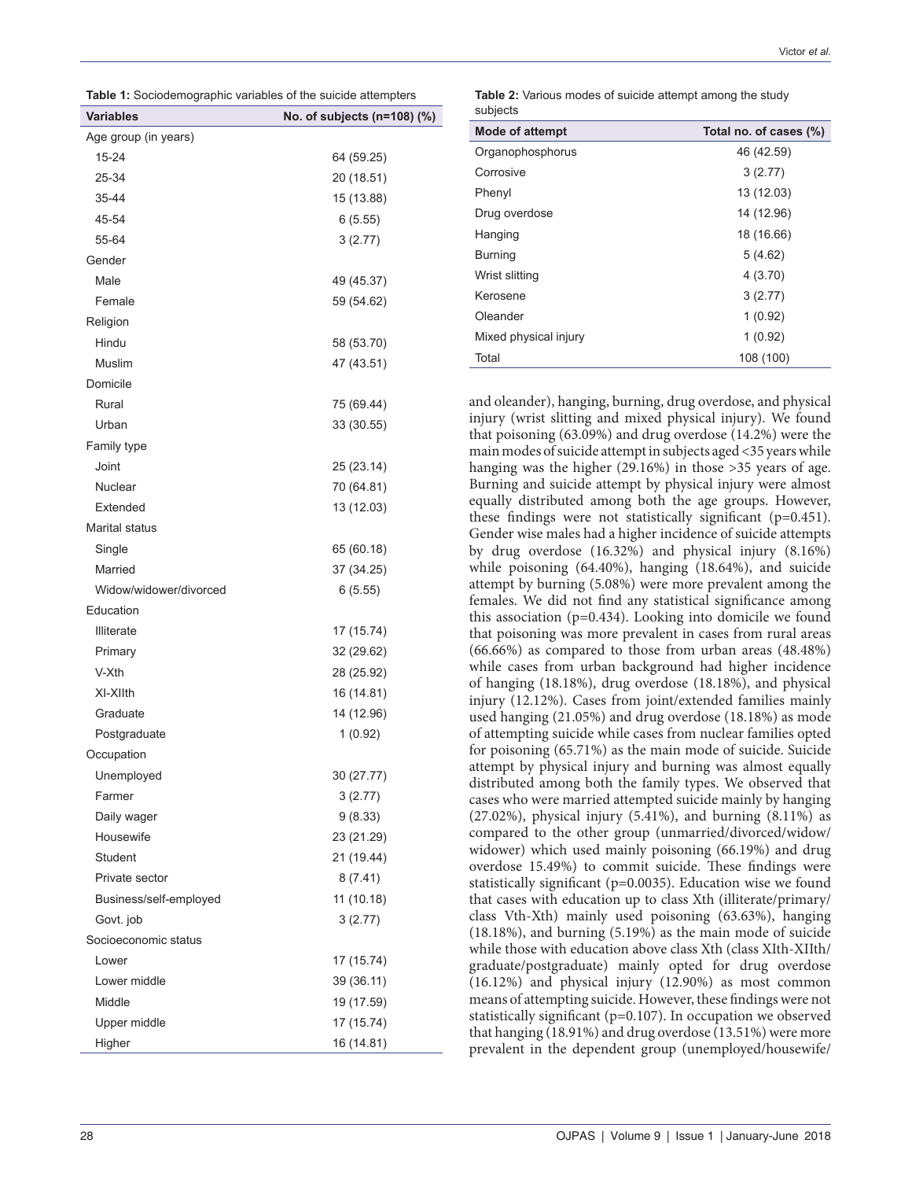**Table 1:** Sociodemographic variables of the suicide attempters

| Variables | No. of subjects (n=108) (%) |
|---|---|
| Age group (in years) | |
| 15-24 | 64 (59.25) |
| 25-34 | 20 (18.51) |
| 35-44 | 15 (13.88) |
| 45-54 | 6 (5.55) |
| 55-64 | 3 (2.77) |
| Gender | |
| Male | 49 (45.37) |
| Female | 59 (54.62) |
| Religion | |
| Hindu | 58 (53.70) |
| Muslim | 47 (43.51) |
| Domicile | |
| Rural | 75 (69.44) |
| Urban | 33 (30.55) |
| Family type | |
| Joint | 25 (23.14) |
| Nuclear | 70 (64.81) |
| Extended | 13 (12.03) |
| Marital status | |
| Single | 65 (60.18) |
| Married | 37 (34.25) |
| Widow/widower/divorced | 6 (5.55) |
| Education | |
| Illiterate | 17 (15.74) |
| Primary | 32 (29.62) |
| V-Xth | 28 (25.92) |
| XI-XIIth | 16 (14.81) |
| Graduate | 14 (12.96) |
| Postgraduate | 1 (0.92) |
| Occupation | |
| Unemployed | 30 (27.77) |
| Farmer | 3 (2.77) |
| Daily wager | 9 (8.33) |
| Housewife | 23 (21.29) |
| Student | 21 (19.44) |
| Private sector | 8 (7.41) |
| Business/self-employed | 11 (10.18) |
| Govt. job | 3 (2.77) |
| Socioeconomic status | |
| Lower | 17 (15.74) |
| Lower middle | 39 (36.11) |
| Middle | 19 (17.59) |
| Upper middle | 17 (15.74) |
| Higher | 16 (14.81) |

**Table 2:** Various modes of suicide attempt among the study subjects

| Mode of attempt | Total no. of cases (%) |
|---|---|
| Organophosphorus | 46 (42.59) |
| Corrosive | 3 (2.77) |
| Phenyl | 13 (12.03) |
| Drug overdose | 14 (12.96) |
| Hanging | 18 (16.66) |
| Burning | 5 (4.62) |
| Wrist slitting | 4 (3.70) |
| Kerosene | 3 (2.77) |
| Oleander | 1 (0.92) |
| Mixed physical injury | 1 (0.92) |
| Total | 108 (100) |

and oleander), hanging, burning, drug overdose, and physical injury (wrist slitting and mixed physical injury). We found that poisoning (63.09%) and drug overdose (14.2%) were the main modes of suicide attempt in subjects aged <35 years while hanging was the higher (29.16%) in those >35 years of age. Burning and suicide attempt by physical injury were almost equally distributed among both the age groups. However, these findings were not statistically significant (p=0.451). Gender wise males had a higher incidence of suicide attempts by drug overdose (16.32%) and physical injury (8.16%) while poisoning (64.40%), hanging (18.64%), and suicide attempt by burning (5.08%) were more prevalent among the females. We did not find any statistical significance among this association (p=0.434). Looking into domicile we found that poisoning was more prevalent in cases from rural areas (66.66%) as compared to those from urban areas (48.48%) while cases from urban background had higher incidence of hanging (18.18%), drug overdose (18.18%), and physical injury (12.12%). Cases from joint/extended families mainly used hanging (21.05%) and drug overdose (18.18%) as mode of attempting suicide while cases from nuclear families opted for poisoning (65.71%) as the main mode of suicide. Suicide attempt by physical injury and burning was almost equally distributed among both the family types. We observed that cases who were married attempted suicide mainly by hanging (27.02%), physical injury (5.41%), and burning (8.11%) as compared to the other group (unmarried/divorced/widow/widower) which used mainly poisoning (66.19%) and drug overdose 15.49%) to commit suicide. These findings were statistically significant (p=0.0035). Education wise we found that cases with education up to class Xth (illiterate/primary/class Vth-Xth) mainly used poisoning (63.63%), hanging (18.18%), and burning (5.19%) as the main mode of suicide while those with education above class Xth (class XIth-XIIth/graduate/postgraduate) mainly opted for drug overdose (16.12%) and physical injury (12.90%) as most common means of attempting suicide. However, these findings were not statistically significant (p=0.107). In occupation we observed that hanging (18.91%) and drug overdose (13.51%) were more prevalent in the dependent group (unemployed/housewife/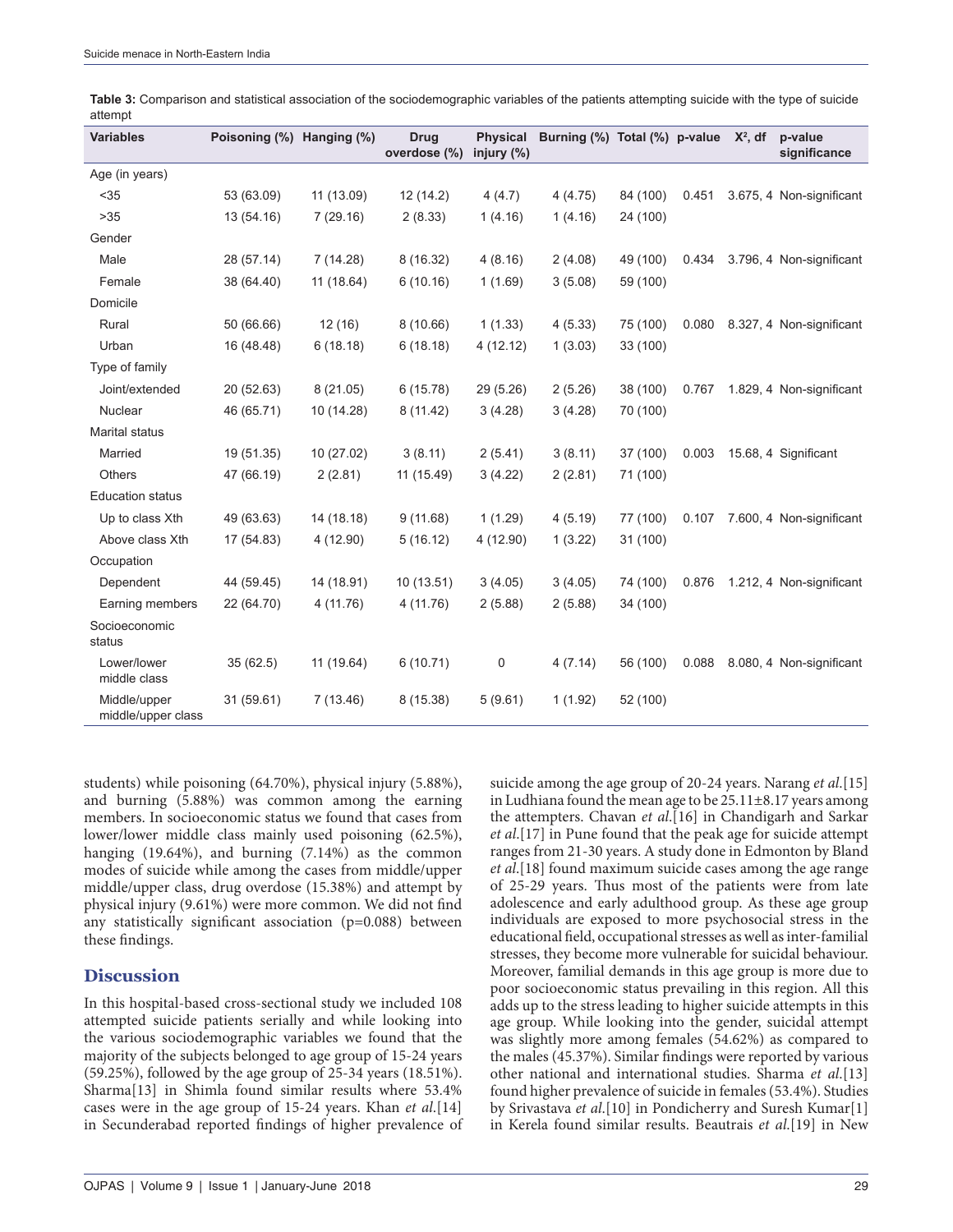**Table 3:** Comparison and statistical association of the sociodemographic variables of the patients attempting suicide with the type of suicide attempt

| Variables | Poisoning (%) | Hanging (%) | Drug overdose (%) | Physical injury (%) | Burning (%) | Total (%) | p-value | $X^2$, df | p-value significance |
|---|---|---|---|---|---|---|---|---|---|
| Age (in years) | | | | | | | | | |
| <35 | 53 (63.09) | 11 (13.09) | 12 (14.2) | 4 (4.7) | 4 (4.75) | 84 (100) | 0.451 | 3.675, 4 | Non-significant |
| >35 | 13 (54.16) | 7 (29.16) | 2 (8.33) | 1 (4.16) | 1 (4.16) | 24 (100) | | | |
| Gender | | | | | | | | | |
| Male | 28 (57.14) | 7 (14.28) | 8 (16.32) | 4 (8.16) | 2 (4.08) | 49 (100) | 0.434 | 3.796, 4 | Non-significant |
| Female | 38 (64.40) | 11 (18.64) | 6 (10.16) | 1 (1.69) | 3 (5.08) | 59 (100) | | | |
| Domicile | | | | | | | | | |
| Rural | 50 (66.66) | 12 (16) | 8 (10.66) | 1 (1.33) | 4 (5.33) | 75 (100) | 0.080 | 8.327, 4 | Non-significant |
| Urban | 16 (48.48) | 6 (18.18) | 6 (18.18) | 4 (12.12) | 1 (3.03) | 33 (100) | | | |
| Type of family | | | | | | | | | |
| Joint/extended | 20 (52.63) | 8 (21.05) | 6 (15.78) | 29 (5.26) | 2 (5.26) | 38 (100) | 0.767 | 1.829, 4 | Non-significant |
| Nuclear | 46 (65.71) | 10 (14.28) | 8 (11.42) | 3 (4.28) | 3 (4.28) | 70 (100) | | | |
| Marital status | | | | | | | | | |
| Married | 19 (51.35) | 10 (27.02) | 3 (8.11) | 2 (5.41) | 3 (8.11) | 37 (100) | 0.003 | 15.68, 4 | Significant |
| Others | 47 (66.19) | 2 (2.81) | 11 (15.49) | 3 (4.22) | 2 (2.81) | 71 (100) | | | |
| Education status | | | | | | | | | |
| Up to class Xth | 49 (63.63) | 14 (18.18) | 9 (11.68) | 1 (1.29) | 4 (5.19) | 77 (100) | 0.107 | 7.600, 4 | Non-significant |
| Above class Xth | 17 (54.83) | 4 (12.90) | 5 (16.12) | 4 (12.90) | 1 (3.22) | 31 (100) | | | |
| Occupation | | | | | | | | | |
| Dependent | 44 (59.45) | 14 (18.91) | 10 (13.51) | 3 (4.05) | 3 (4.05) | 74 (100) | 0.876 | 1.212, 4 | Non-significant |
| Earning members | 22 (64.70) | 4 (11.76) | 4 (11.76) | 2 (5.88) | 2 (5.88) | 34 (100) | | | |
| Socioeconomic status | | | | | | | | | |
| Lower/lower middle class | 35 (62.5) | 11 (19.64) | 6 (10.71) | 0 | 4 (7.14) | 56 (100) | 0.088 | 8.080, 4 | Non-significant |
| Middle/upper middle/upper class | 31 (59.61) | 7 (13.46) | 8 (15.38) | 5 (9.61) | 1 (1.92) | 52 (100) | | | |

students) while poisoning (64.70%), physical injury (5.88%), and burning (5.88%) was common among the earning members. In socioeconomic status we found that cases from lower/lower middle class mainly used poisoning (62.5%), hanging (19.64%), and burning (7.14%) as the common modes of suicide while among the cases from middle/upper middle/upper class, drug overdose (15.38%) and attempt by physical injury (9.61%) were more common. We did not find any statistically significant association (p=0.088) between these findings.

## Discussion

In this hospital-based cross-sectional study we included 108 attempted suicide patients serially and while looking into the various sociodemographic variables we found that the majority of the subjects belonged to age group of 15-24 years (59.25%), followed by the age group of 25-34 years (18.51%). Sharma[13] in Shimla found similar results where 53.4% cases were in the age group of 15-24 years. Khan *et al.*[14] in Secunderabad reported findings of higher prevalence of suicide among the age group of 20-24 years. Narang *et al.*[15] in Ludhiana found the mean age to be 25.11±8.17 years among the attempters. Chavan *et al.*[16] in Chandigarh and Sarkar *et al.*[17] in Pune found that the peak age for suicide attempt ranges from 21-30 years. A study done in Edmonton by Bland *et al.*[18] found maximum suicide cases among the age range of 25-29 years. Thus most of the patients were from late adolescence and early adulthood group. As these age group individuals are exposed to more psychosocial stress in the educational field, occupational stresses as well as inter-familial stresses, they become more vulnerable for suicidal behaviour. Moreover, familial demands in this age group is more due to poor socioeconomic status prevailing in this region. All this adds up to the stress leading to higher suicide attempts in this age group. While looking into the gender, suicidal attempt was slightly more among females (54.62%) as compared to the males (45.37%). Similar findings were reported by various other national and international studies. Sharma *et al.*[13] found higher prevalence of suicide in females (53.4%). Studies by Srivastava *et al.*[10] in Pondicherry and Suresh Kumar[1] in Kerela found similar results. Beautrais *et al.*[19] in New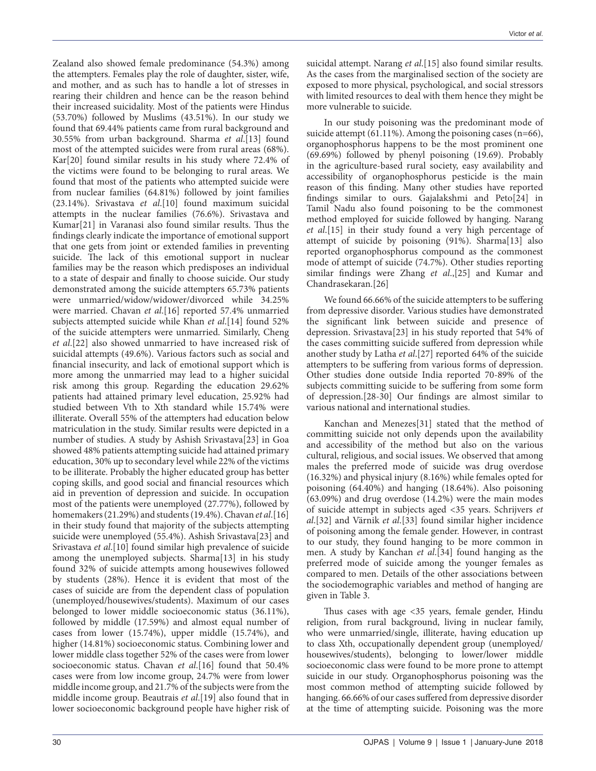Zealand also showed female predominance (54.3%) among the attempters. Females play the role of daughter, sister, wife, and mother, and as such has to handle a lot of stresses in rearing their children and hence can be the reason behind their increased suicidality. Most of the patients were Hindus (53.70%) followed by Muslims (43.51%). In our study we found that 69.44% patients came from rural background and 30.55% from urban background. Sharma *et al.*[13] found most of the attempted suicides were from rural areas (68%). Kar[20] found similar results in his study where 72.4% of the victims were found to be belonging to rural areas. We found that most of the patients who attempted suicide were from nuclear families (64.81%) followed by joint families (23.14%). Srivastava *et al.*[10] found maximum suicidal attempts in the nuclear families (76.6%). Srivastava and Kumar[21] in Varanasi also found similar results. Thus the findings clearly indicate the importance of emotional support that one gets from joint or extended families in preventing suicide. The lack of this emotional support in nuclear families may be the reason which predisposes an individual to a state of despair and finally to choose suicide. Our study demonstrated among the suicide attempters 65.73% patients were unmarried/widow/widower/divorced while 34.25% were married. Chavan *et al.*[16] reported 57.4% unmarried subjects attempted suicide while Khan *et al.*[14] found 52% of the suicide attempters were unmarried. Similarly, Cheng *et al.*[22] also showed unmarried to have increased risk of suicidal attempts (49.6%). Various factors such as social and financial insecurity, and lack of emotional support which is more among the unmarried may lead to a higher suicidal risk among this group. Regarding the education 29.62% patients had attained primary level education, 25.92% had studied between Vth to Xth standard while 15.74% were illiterate. Overall 55% of the attempters had education below matriculation in the study. Similar results were depicted in a number of studies. A study by Ashish Srivastava[23] in Goa showed 48% patients attempting suicide had attained primary education, 30% up to secondary level while 22% of the victims to be illiterate. Probably the higher educated group has better coping skills, and good social and financial resources which aid in prevention of depression and suicide. In occupation most of the patients were unemployed (27.77%), followed by homemakers (21.29%) and students (19.4%). Chavan *et al.*[16] in their study found that majority of the subjects attempting suicide were unemployed (55.4%). Ashish Srivastava[23] and Srivastava *et al.*[10] found similar high prevalence of suicide among the unemployed subjects. Sharma[13] in his study found 32% of suicide attempts among housewives followed by students (28%). Hence it is evident that most of the cases of suicide are from the dependent class of population (unemployed/housewives/students). Maximum of our cases belonged to lower middle socioeconomic status (36.11%), followed by middle (17.59%) and almost equal number of cases from lower (15.74%), upper middle (15.74%), and higher (14.81%) socioeconomic status. Combining lower and lower middle class together 52% of the cases were from lower socioeconomic status. Chavan *et al.*[16] found that 50.4% cases were from low income group, 24.7% were from lower middle income group, and 21.7% of the subjects were from the middle income group. Beautrais *et al.*[19] also found that in lower socioeconomic background people have higher risk of suicidal attempt. Narang *et al.*[15] also found similar results. As the cases from the marginalised section of the society are exposed to more physical, psychological, and social stressors with limited resources to deal with them hence they might be more vulnerable to suicide.

In our study poisoning was the predominant mode of suicide attempt (61.11%). Among the poisoning cases (n=66), organophosphorus happens to be the most prominent one (69.69%) followed by phenyl poisoning (19.69). Probably in the agriculture-based rural society, easy availability and accessibility of organophosphorus pesticide is the main reason of this finding. Many other studies have reported findings similar to ours. Gajalakshmi and Peto[24] in Tamil Nadu also found poisoning to be the commonest method employed for suicide followed by hanging. Narang *et al.*[15] in their study found a very high percentage of attempt of suicide by poisoning (91%). Sharma[13] also reported organophosphorus compound as the commonest mode of attempt of suicide (74.7%). Other studies reporting similar findings were Zhang *et al.*,[25] and Kumar and Chandrasekaran.[26]

We found 66.66% of the suicide attempters to be suffering from depressive disorder. Various studies have demonstrated the significant link between suicide and presence of depression. Srivastava[23] in his study reported that 54% of the cases committing suicide suffered from depression while another study by Latha *et al.*[27] reported 64% of the suicide attempters to be suffering from various forms of depression. Other studies done outside India reported 70-89% of the subjects committing suicide to be suffering from some form of depression.[28-30] Our findings are almost similar to various national and international studies.

Kanchan and Menezes[31] stated that the method of committing suicide not only depends upon the availability and accessibility of the method but also on the various cultural, religious, and social issues. We observed that among males the preferred mode of suicide was drug overdose (16.32%) and physical injury (8.16%) while females opted for poisoning (64.40%) and hanging (18.64%). Also poisoning (63.09%) and drug overdose (14.2%) were the main modes of suicide attempt in subjects aged <35 years. Schrijvers *et al.*[32] and Värnik *et al.*[33] found similar higher incidence of poisoning among the female gender. However, in contrast to our study, they found hanging to be more common in men. A study by Kanchan *et al.*[34] found hanging as the preferred mode of suicide among the younger females as compared to men. Details of the other associations between the sociodemographic variables and method of hanging are given in Table 3.

Thus cases with age <35 years, female gender, Hindu religion, from rural background, living in nuclear family, who were unmarried/single, illiterate, having education up to class Xth, occupationally dependent group (unemployed/housewives/students), belonging to lower/lower middle socioeconomic class were found to be more prone to attempt suicide in our study. Organophosphorus poisoning was the most common method of attempting suicide followed by hanging. 66.66% of our cases suffered from depressive disorder at the time of attempting suicide. Poisoning was the more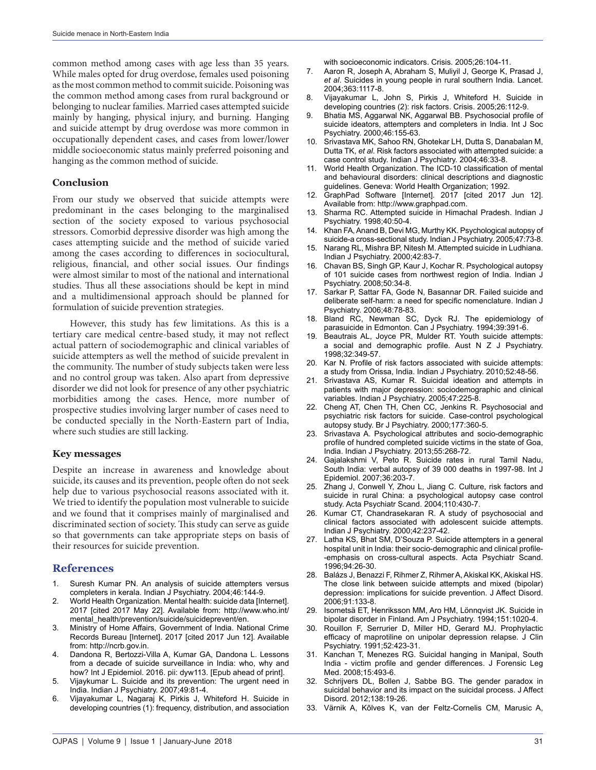common method among cases with age less than 35 years. While males opted for drug overdose, females used poisoning as the most common method to commit suicide. Poisoning was the common method among cases from rural background or belonging to nuclear families. Married cases attempted suicide mainly by hanging, physical injury, and burning. Hanging and suicide attempt by drug overdose was more common in occupationally dependent cases, and cases from lower/lower middle socioeconomic status mainly preferred poisoning and hanging as the common method of suicide.

## Conclusion

From our study we observed that suicide attempts were predominant in the cases belonging to the marginalised section of the society exposed to various psychosocial stressors. Comorbid depressive disorder was high among the cases attempting suicide and the method of suicide varied among the cases according to differences in sociocultural, religious, financial, and other social issues. Our findings were almost similar to most of the national and international studies. Thus all these associations should be kept in mind and a multidimensional approach should be planned for formulation of suicide prevention strategies.

However, this study has few limitations. As this is a tertiary care medical centre-based study, it may not reflect actual pattern of sociodemographic and clinical variables of suicide attempters as well the method of suicide prevalent in the community. The number of study subjects taken were less and no control group was taken. Also apart from depressive disorder we did not look for presence of any other psychiatric morbidities among the cases. Hence, more number of prospective studies involving larger number of cases need to be conducted specially in the North-Eastern part of India, where such studies are still lacking.

## Key messages

Despite an increase in awareness and knowledge about suicide, its causes and its prevention, people often do not seek help due to various psychosocial reasons associated with it. We tried to identify the population most vulnerable to suicide and we found that it comprises mainly of marginalised and discriminated section of society. This study can serve as guide so that governments can take appropriate steps on basis of their resources for suicide prevention.

## References

1. Suresh Kumar PN. An analysis of suicide attempters versus completers in kerala. Indian J Psychiatry. 2004;46:144-9.
2. World Health Organization. Mental health: suicide data [Internet]. 2017 [cited 2017 May 22]. Available from: http://www.who.int/mental_health/prevention/suicide/suicideprevent/en.
3. Ministry of Home Affairs, Government of India. National Crime Records Bureau [Internet]. 2017 [cited 2017 Jun 12]. Available from: http://ncrb.gov.in.
4. Dandona R, Bertozzi-Villa A, Kumar GA, Dandona L. Lessons from a decade of suicide surveillance in India: who, why and how? Int J Epidemiol. 2016. pii: dyw113. [Epub ahead of print].
5. Vijaykumar L. Suicide and its prevention: The urgent need in India. Indian J Psychiatry. 2007;49:81-4.
6. Vijayakumar L, Nagaraj K, Pirkis J, Whiteford H. Suicide in developing countries (1): frequency, distribution, and association with socioeconomic indicators. Crisis. 2005;26:104-11.
7. Aaron R, Joseph A, Abraham S, Muliyil J, George K, Prasad J, *et al*. Suicides in young people in rural southern India. Lancet. 2004;363:1117-8.
8. Vijayakumar L, John S, Pirkis J, Whiteford H. Suicide in developing countries (2): risk factors. Crisis. 2005;26:112-9.
9. Bhatia MS, Aggarwal NK, Aggarwal BB. Psychosocial profile of suicide ideators, attempters and completers in India. Int J Soc Psychiatry. 2000;46:155-63.
10. Srivastava MK, Sahoo RN, Ghotekar LH, Dutta S, Danabalan M, Dutta TK, *et al*. Risk factors associated with attempted suicide: a case control study. Indian J Psychiatry. 2004;46:33-8.
11. World Health Organization. The ICD-10 classification of mental and behavioural disorders: clinical descriptions and diagnostic guidelines. Geneva: World Health Organization; 1992.
12. GraphPad Software [Internet]. 2017 [cited 2017 Jun 12]. Available from: http://www.graphpad.com.
13. Sharma RC. Attempted suicide in Himachal Pradesh. Indian J Psychiatry. 1998;40:50-4.
14. Khan FA, Anand B, Devi MG, Murthy KK. Psychological autopsy of suicide-a cross-sectional study. Indian J Psychiatry. 2005;47:73-8.
15. Narang RL, Mishra BP, Nitesh M. Attempted suicide in Ludhiana. Indian J Psychiatry. 2000;42:83-7.
16. Chavan BS, Singh GP, Kaur J, Kochar R. Psychological autopsy of 101 suicide cases from northwest region of India. Indian J Psychiatry. 2008;50:34-8.
17. Sarkar P, Sattar FA, Gode N, Basannar DR. Failed suicide and deliberate self-harm: a need for specific nomenclature. Indian J Psychiatry. 2006;48:78-83.
18. Bland RC, Newman SC, Dyck RJ. The epidemiology of parasuicide in Edmonton. Can J Psychiatry. 1994;39:391-6.
19. Beautrais AL, Joyce PR, Mulder RT. Youth suicide attempts: a social and demographic profile. Aust N Z J Psychiatry. 1998;32:349-57.
20. Kar N. Profile of risk factors associated with suicide attempts: a study from Orissa, India. Indian J Psychiatry. 2010;52:48-56.
21. Srivastava AS, Kumar R. Suicidal ideation and attempts in patients with major depression: sociodemographic and clinical variables. Indian J Psychiatry. 2005;47:225-8.
22. Cheng AT, Chen TH, Chen CC, Jenkins R. Psychosocial and psychiatric risk factors for suicide. Case-control psychological autopsy study. Br J Psychiatry. 2000;177:360-5.
23. Srivastava A. Psychological attributes and socio-demographic profile of hundred completed suicide victims in the state of Goa, India. Indian J Psychiatry. 2013;55:268-72.
24. Gajalakshmi V, Peto R. Suicide rates in rural Tamil Nadu, South India: verbal autopsy of 39 000 deaths in 1997-98. Int J Epidemiol. 2007;36:203-7.
25. Zhang J, Conwell Y, Zhou L, Jiang C. Culture, risk factors and suicide in rural China: a psychological autopsy case control study. Acta Psychiatr Scand. 2004;110:430-7.
26. Kumar CT, Chandrasekaran R. A study of psychosocial and clinical factors associated with adolescent suicide attempts. Indian J Psychiatry. 2000;42:237-42.
27. Latha KS, Bhat SM, D'Souza P. Suicide attempters in a general hospital unit in India: their socio-demographic and clinical profile--emphasis on cross-cultural aspects. Acta Psychiatr Scand. 1996;94:26-30.
28. Balázs J, Benazzi F, Rihmer Z, Rihmer A, Akiskal KK, Akiskal HS. The close link between suicide attempts and mixed (bipolar) depression: implications for suicide prevention. J Affect Disord. 2006;91:133-8.
29. Isometsä ET, Henriksson MM, Aro HM, Lönnqvist JK. Suicide in bipolar disorder in Finland. Am J Psychiatry. 1994;151:1020-4.
30. Rouillon F, Serrurier D, Miller HD, Gerard MJ. Prophylactic efficacy of maprotiline on unipolar depression relapse. J Clin Psychiatry. 1991;52:423-31.
31. Kanchan T, Menezes RG. Suicidal hanging in Manipal, South India - victim profile and gender differences. J Forensic Leg Med. 2008;15:493-6.
32. Schrijvers DL, Bollen J, Sabbe BG. The gender paradox in suicidal behavior and its impact on the suicidal process. J Affect Disord. 2012;138:19-26.
33. Värnik A, Kõlves K, van der Feltz-Cornelis CM, Marusic A,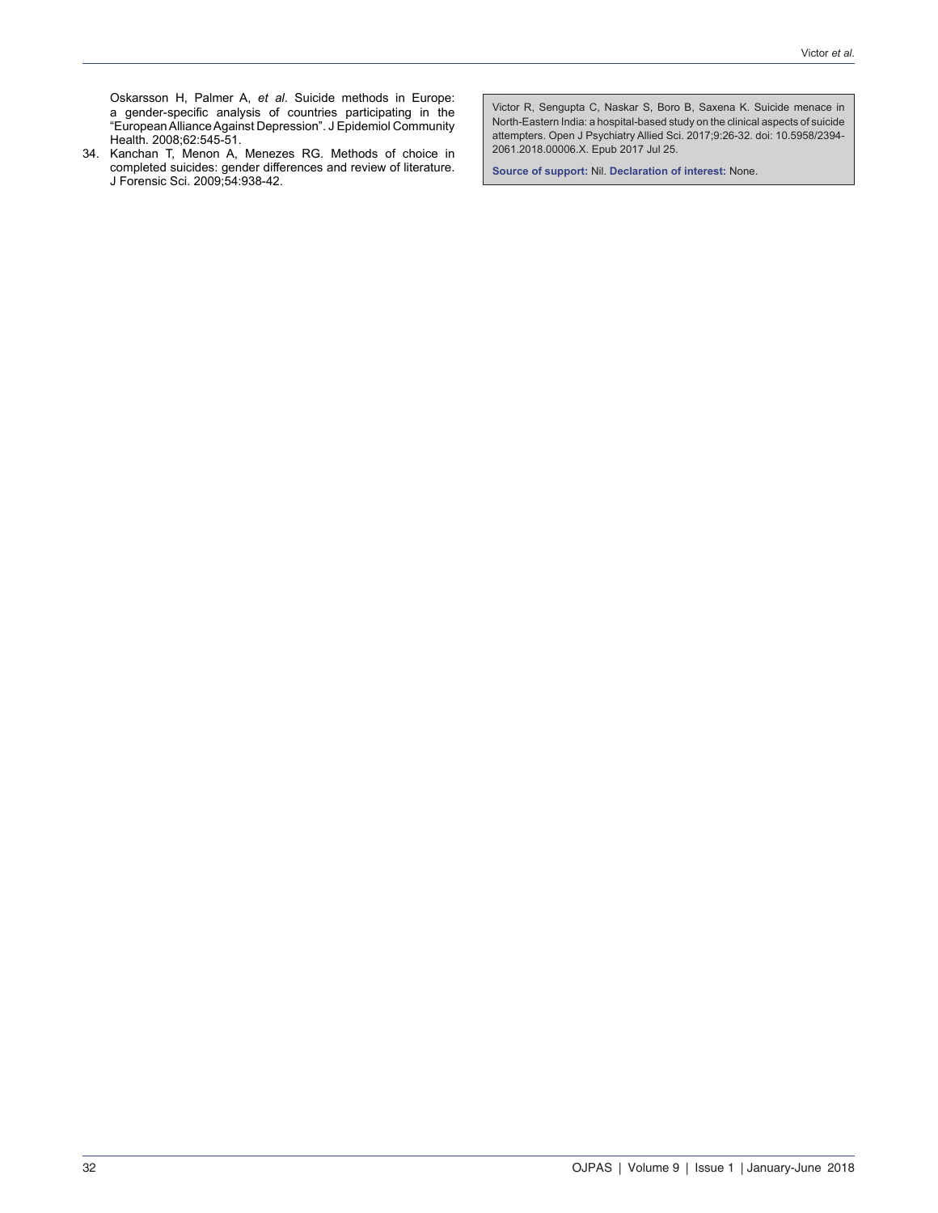Oskarsson H, Palmer A, *et al*. Suicide methods in Europe: a gender-specific analysis of countries participating in the "European Alliance Against Depression". J Epidemiol Community Health. 2008;62:545-51.

34. Kanchan T, Menon A, Menezes RG. Methods of choice in completed suicides: gender differences and review of literature. J Forensic Sci. 2009;54:938-42.

Victor R, Sengupta C, Naskar S, Boro B, Saxena K. Suicide menace in North-Eastern India: a hospital-based study on the clinical aspects of suicide attempters. Open J Psychiatry Allied Sci. 2017;9:26-32. doi: 10.5958/2394-2061.2018.00006.X. Epub 2017 Jul 25.

**Source of support:** Nil. **Declaration of interest:** None.